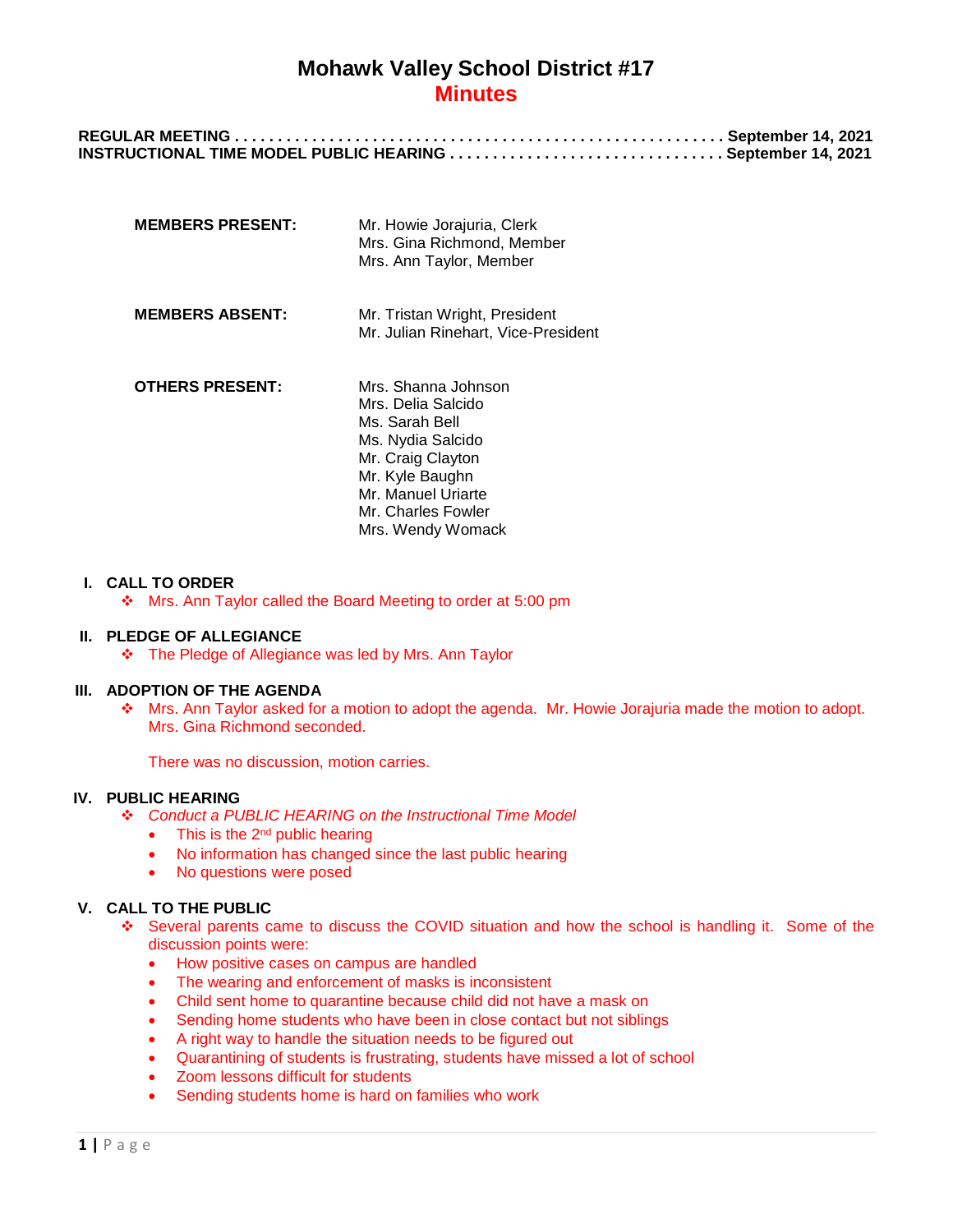# Mohawk Valley School District #17

## Minutes

**REGULAR MEETING . . . . . . . . . . . . . . . . . . . . . . . . . . . . . . . . . . . . . . . . . . . . . . . . . . . . . . . September 14, 2021**
**INSTRUCTIONAL TIME MODEL PUBLIC HEARING . . . . . . . . . . . . . . . . . . . . . . . . . . . . . . . . September 14, 2021**

| | |
|---|---|
| **MEMBERS PRESENT:** | Mr. Howie Jorajuria, Clerk<br>Mrs. Gina Richmond, Member<br>Mrs. Ann Taylor, Member |
| **MEMBERS ABSENT:** | Mr. Tristan Wright, President<br>Mr. Julian Rinehart, Vice-President |
| **OTHERS PRESENT:** | Mrs. Shanna Johnson<br>Mrs. Delia Salcido<br>Ms. Sarah Bell<br>Ms. Nydia Salcido<br>Mr. Craig Clayton<br>Mr. Kyle Baughn<br>Mr. Manuel Uriarte<br>Mr. Charles Fowler<br>Mrs. Wendy Womack |

### I. CALL TO ORDER

- Mrs. Ann Taylor called the Board Meeting to order at 5:00 pm

### II. PLEDGE OF ALLEGIANCE

- The Pledge of Allegiance was led by Mrs. Ann Taylor

### III. ADOPTION OF THE AGENDA

- Mrs. Ann Taylor asked for a motion to adopt the agenda. Mr. Howie Jorajuria made the motion to adopt. Mrs. Gina Richmond seconded.

  There was no discussion, motion carries.

### IV. PUBLIC HEARING

- *Conduct a PUBLIC HEARING on the Instructional Time Model*
  - This is the 2nd public hearing
  - No information has changed since the last public hearing
  - No questions were posed

### V. CALL TO THE PUBLIC

- Several parents came to discuss the COVID situation and how the school is handling it. Some of the discussion points were:
  - How positive cases on campus are handled
  - The wearing and enforcement of masks is inconsistent
  - Child sent home to quarantine because child did not have a mask on
  - Sending home students who have been in close contact but not siblings
  - A right way to handle the situation needs to be figured out
  - Quarantining of students is frustrating, students have missed a lot of school
  - Zoom lessons difficult for students
  - Sending students home is hard on families who work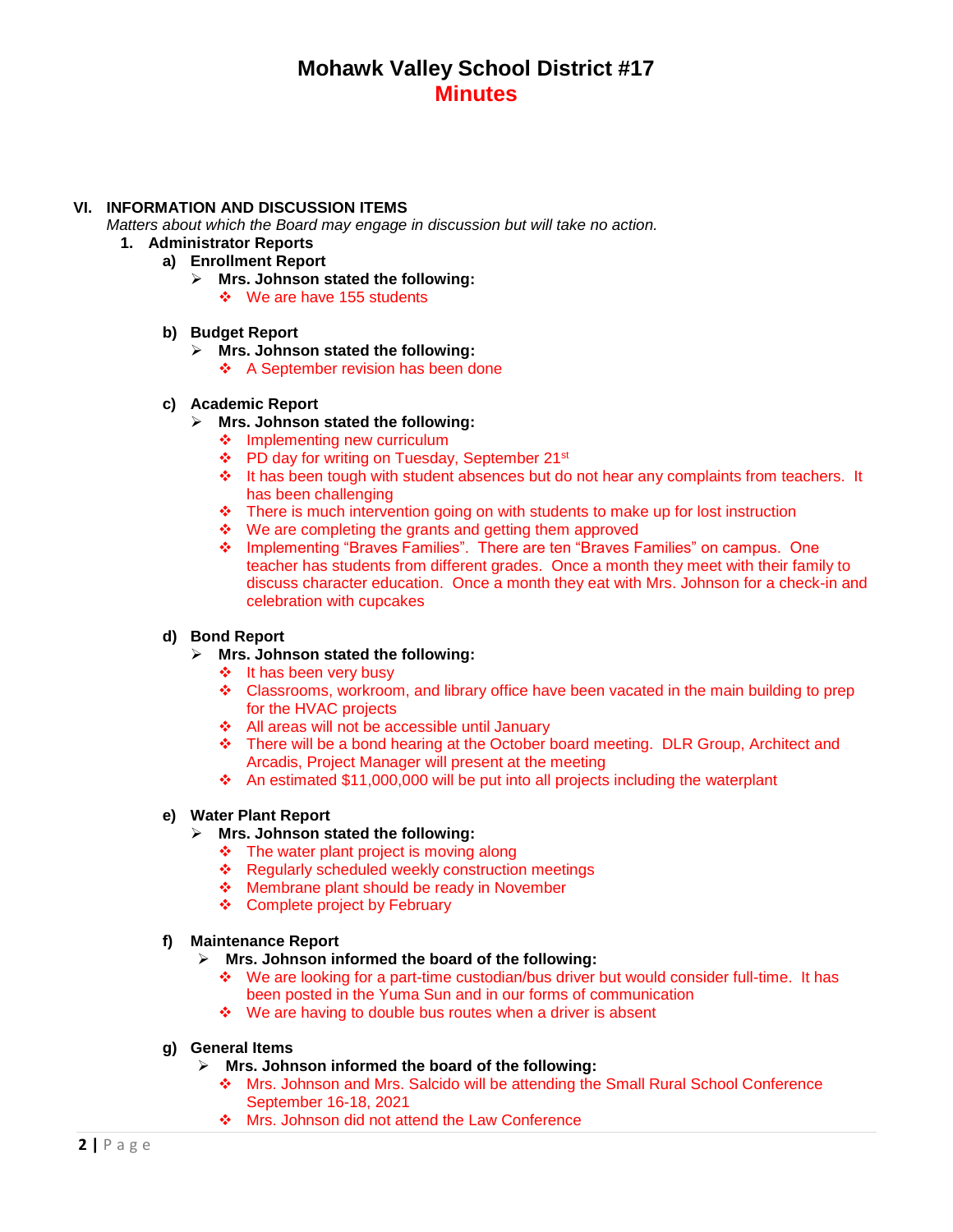# Mohawk Valley School District #17

## Minutes

### VI. INFORMATION AND DISCUSSION ITEMS

*Matters about which the Board may engage in discussion but will take no action.*

1. **Administrator Reports**

   a) **Enrollment Report**

   - **Mrs. Johnson stated the following:**
     - We are have 155 students

   b) **Budget Report**

   - **Mrs. Johnson stated the following:**
     - A September revision has been done

   c) **Academic Report**

   - **Mrs. Johnson stated the following:**
     - Implementing new curriculum
     - PD day for writing on Tuesday, September 21st
     - It has been tough with student absences but do not hear any complaints from teachers. It has been challenging
     - There is much intervention going on with students to make up for lost instruction
     - We are completing the grants and getting them approved
     - Implementing "Braves Families". There are ten "Braves Families" on campus. One teacher has students from different grades. Once a month they meet with their family to discuss character education. Once a month they eat with Mrs. Johnson for a check-in and celebration with cupcakes

   d) **Bond Report**

   - **Mrs. Johnson stated the following:**
     - It has been very busy
     - Classrooms, workroom, and library office have been vacated in the main building to prep for the HVAC projects
     - All areas will not be accessible until January
     - There will be a bond hearing at the October board meeting. DLR Group, Architect and Arcadis, Project Manager will present at the meeting
     - An estimated $11,000,000 will be put into all projects including the waterplant

   e) **Water Plant Report**

   - **Mrs. Johnson stated the following:**
     - The water plant project is moving along
     - Regularly scheduled weekly construction meetings
     - Membrane plant should be ready in November
     - Complete project by February

   f) **Maintenance Report**

   - **Mrs. Johnson informed the board of the following:**
     - We are looking for a part-time custodian/bus driver but would consider full-time. It has been posted in the Yuma Sun and in our forms of communication
     - We are having to double bus routes when a driver is absent

   g) **General Items**

   - **Mrs. Johnson informed the board of the following:**
     - Mrs. Johnson and Mrs. Salcido will be attending the Small Rural School Conference September 16-18, 2021
     - Mrs. Johnson did not attend the Law Conference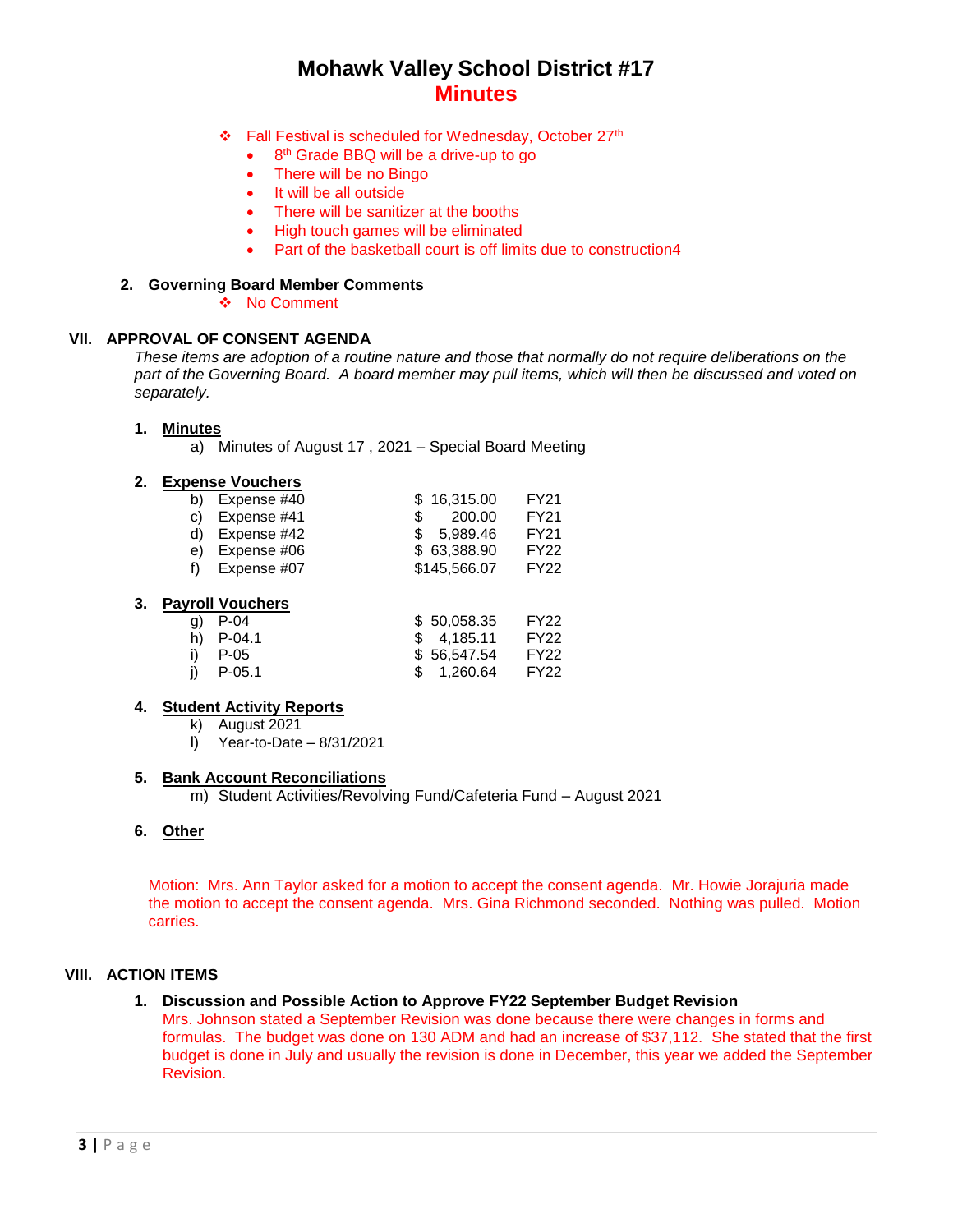# Mohawk Valley School District #17

## Minutes

- Fall Festival is scheduled for Wednesday, October 27th
  - 8th Grade BBQ will be a drive-up to go
  - There will be no Bingo
  - It will be all outside
  - There will be sanitizer at the booths
  - High touch games will be eliminated
  - Part of the basketball court is off limits due to construction4

**2. Governing Board Member Comments**

- No Comment

## VII. APPROVAL OF CONSENT AGENDA

*These items are adoption of a routine nature and those that normally do not require deliberations on the part of the Governing Board. A board member may pull items, which will then be discussed and voted on separately.*

1. **Minutes**
   a) Minutes of August 17 , 2021 – Special Board Meeting

2. **Expense Vouchers**

| | | | |
|---|---|---|---|
| b) | Expense #40 | $ 16,315.00 | FY21 |
| c) | Expense #41 | $ 200.00 | FY21 |
| d) | Expense #42 | $ 5,989.46 | FY21 |
| e) | Expense #06 | $ 63,388.90 | FY22 |
| f) | Expense #07 | $145,566.07 | FY22 |

3. **Payroll Vouchers**

| | | | |
|---|---|---|---|
| g) | P-04 | $ 50,058.35 | FY22 |
| h) | P-04.1 | $ 4,185.11 | FY22 |
| i) | P-05 | $ 56,547.54 | FY22 |
| j) | P-05.1 | $ 1,260.64 | FY22 |

4. **Student Activity Reports**
   k) August 2021
   l) Year-to-Date – 8/31/2021

5. **Bank Account Reconciliations**
   m) Student Activities/Revolving Fund/Cafeteria Fund – August 2021

6. **Other**

Motion: Mrs. Ann Taylor asked for a motion to accept the consent agenda. Mr. Howie Jorajuria made the motion to accept the consent agenda. Mrs. Gina Richmond seconded. Nothing was pulled. Motion carries.

## VIII. ACTION ITEMS

**1. Discussion and Possible Action to Approve FY22 September Budget Revision**

Mrs. Johnson stated a September Revision was done because there were changes in forms and formulas. The budget was done on 130 ADM and had an increase of $37,112. She stated that the first budget is done in July and usually the revision is done in December, this year we added the September Revision.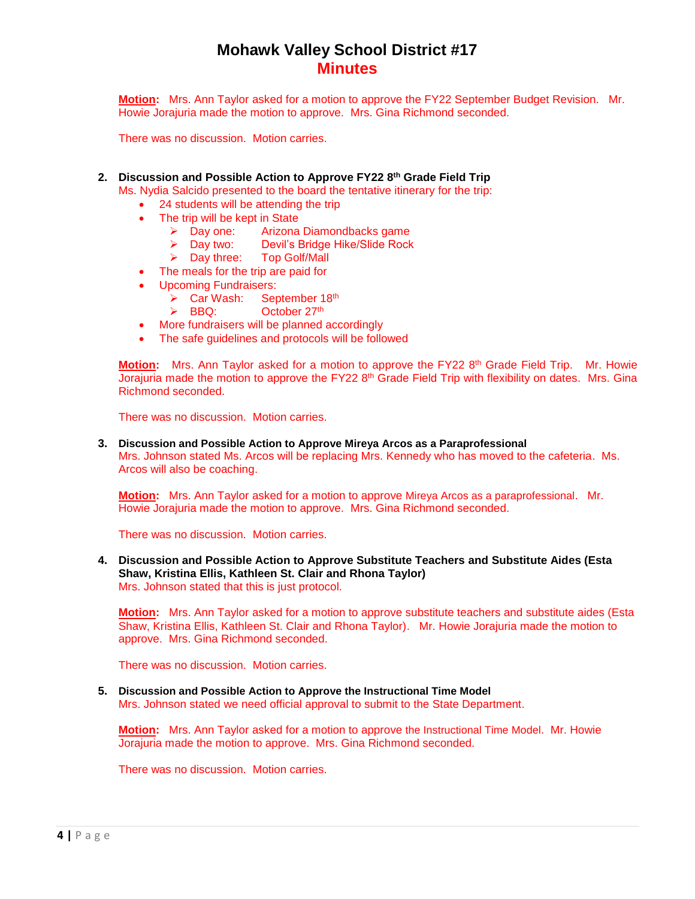# Mohawk Valley School District #17
## Minutes

**Motion:** Mrs. Ann Taylor asked for a motion to approve the FY22 September Budget Revision. Mr. Howie Jorajuria made the motion to approve. Mrs. Gina Richmond seconded.

There was no discussion. Motion carries.

2. **Discussion and Possible Action to Approve FY22 8th Grade Field Trip**
   Ms. Nydia Salcido presented to the board the tentative itinerary for the trip:
   - 24 students will be attending the trip
   - The trip will be kept in State
     - Day one: Arizona Diamondbacks game
     - Day two: Devil's Bridge Hike/Slide Rock
     - Day three: Top Golf/Mall
   - The meals for the trip are paid for
   - Upcoming Fundraisers:
     - Car Wash: September 18th
     - BBQ: October 27th
   - More fundraisers will be planned accordingly
   - The safe guidelines and protocols will be followed

   **Motion:** Mrs. Ann Taylor asked for a motion to approve the FY22 8th Grade Field Trip. Mr. Howie Jorajuria made the motion to approve the FY22 8th Grade Field Trip with flexibility on dates. Mrs. Gina Richmond seconded.

   There was no discussion. Motion carries.

3. **Discussion and Possible Action to Approve Mireya Arcos as a Paraprofessional**
   Mrs. Johnson stated Ms. Arcos will be replacing Mrs. Kennedy who has moved to the cafeteria. Ms. Arcos will also be coaching.

   **Motion:** Mrs. Ann Taylor asked for a motion to approve Mireya Arcos as a paraprofessional. Mr. Howie Jorajuria made the motion to approve. Mrs. Gina Richmond seconded.

   There was no discussion. Motion carries.

4. **Discussion and Possible Action to Approve Substitute Teachers and Substitute Aides (Esta Shaw, Kristina Ellis, Kathleen St. Clair and Rhona Taylor)**
   Mrs. Johnson stated that this is just protocol.

   **Motion:** Mrs. Ann Taylor asked for a motion to approve substitute teachers and substitute aides (Esta Shaw, Kristina Ellis, Kathleen St. Clair and Rhona Taylor). Mr. Howie Jorajuria made the motion to approve. Mrs. Gina Richmond seconded.

   There was no discussion. Motion carries.

5. **Discussion and Possible Action to Approve the Instructional Time Model**
   Mrs. Johnson stated we need official approval to submit to the State Department.

   **Motion:** Mrs. Ann Taylor asked for a motion to approve the Instructional Time Model. Mr. Howie Jorajuria made the motion to approve. Mrs. Gina Richmond seconded.

   There was no discussion. Motion carries.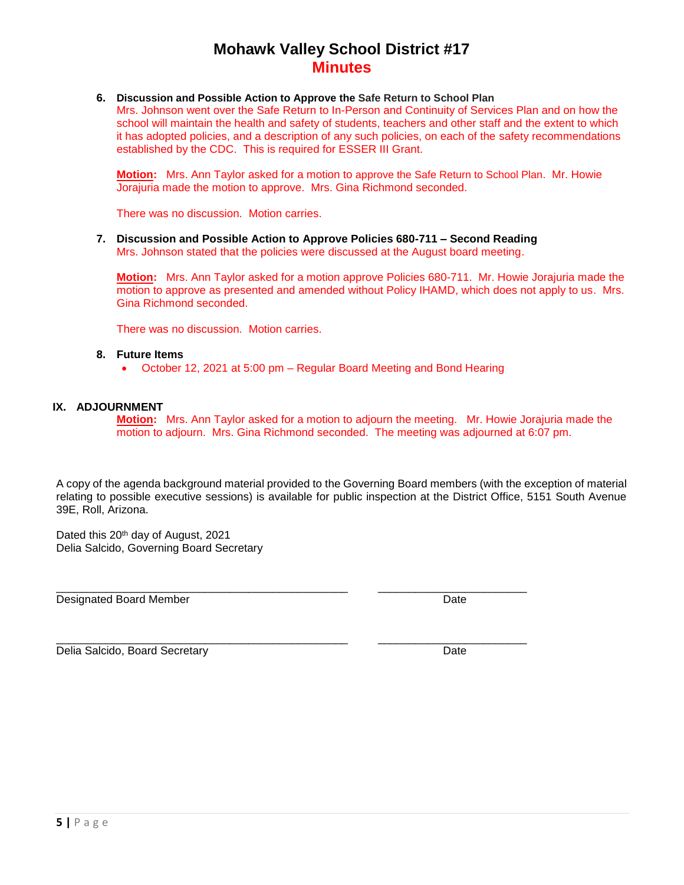# Mohawk Valley School District #17
## Minutes

6. **Discussion and Possible Action to Approve the Safe Return to School Plan**
   Mrs. Johnson went over the Safe Return to In-Person and Continuity of Services Plan and on how the school will maintain the health and safety of students, teachers and other staff and the extent to which it has adopted policies, and a description of any such policies, on each of the safety recommendations established by the CDC. This is required for ESSER III Grant.

   **Motion:** Mrs. Ann Taylor asked for a motion to approve the Safe Return to School Plan. Mr. Howie Jorajuria made the motion to approve. Mrs. Gina Richmond seconded.

   There was no discussion. Motion carries.

7. **Discussion and Possible Action to Approve Policies 680-711 – Second Reading**
   Mrs. Johnson stated that the policies were discussed at the August board meeting.

   **Motion:** Mrs. Ann Taylor asked for a motion approve Policies 680-711. Mr. Howie Jorajuria made the motion to approve as presented and amended without Policy IHAMD, which does not apply to us. Mrs. Gina Richmond seconded.

   There was no discussion. Motion carries.

8. **Future Items**
   - October 12, 2021 at 5:00 pm – Regular Board Meeting and Bond Hearing

**IX. ADJOURNMENT**

**Motion:** Mrs. Ann Taylor asked for a motion to adjourn the meeting. Mr. Howie Jorajuria made the motion to adjourn. Mrs. Gina Richmond seconded. The meeting was adjourned at 6:07 pm.

A copy of the agenda background material provided to the Governing Board members (with the exception of material relating to possible executive sessions) is available for public inspection at the District Office, 5151 South Avenue 39E, Roll, Arizona.

Dated this 20th day of August, 2021
Delia Salcido, Governing Board Secretary

_______________________________________ _____________________
Designated Board Member Date

_______________________________________ _____________________
Delia Salcido, Board Secretary Date